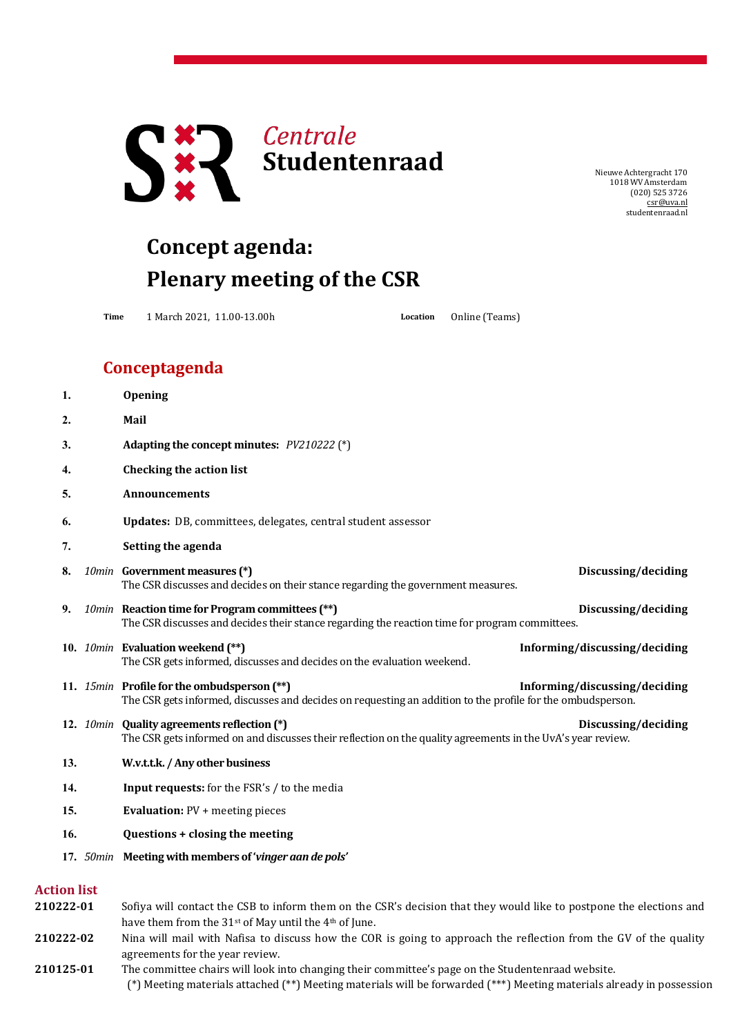**Centrale Studentenraad**

Nieuwe Achtergracht 170
1018 WV Amsterdam
(020) 525 3726
csr@uva.nl
studentenraad.nl

# Concept agenda: Plenary meeting of the CSR

**Time** 1 March 2021, 11.00-13.00h **Location** Online (Teams)

## Conceptagenda

1. **Opening**
2. **Mail**
3. **Adapting the concept minutes:** *PV210222* (*)
4. **Checking the action list**
5. **Announcements**
6. **Updates:** DB, committees, delegates, central student assessor
7. **Setting the agenda**
8. *10min* **Government measures (*)** — **Discussing/deciding**
   The CSR discusses and decides on their stance regarding the government measures.
9. *10min* **Reaction time for Program committees (**)** — **Discussing/deciding**
   The CSR discusses and decides their stance regarding the reaction time for program committees.
10. *10min* **Evaluation weekend (**)** — **Informing/discussing/deciding**
    The CSR gets informed, discusses and decides on the evaluation weekend.
11. *15min* **Profile for the ombudsperson (**)** — **Informing/discussing/deciding**
    The CSR gets informed, discusses and decides on requesting an addition to the profile for the ombudsperson.
12. *10min* **Quality agreements reflection (*)** — **Discussing/deciding**
    The CSR gets informed on and discusses their reflection on the quality agreements in the UvA's year review.
13. **W.v.t.t.k. / Any other business**
14. **Input requests:** for the FSR's / to the media
15. **Evaluation:** PV + meeting pieces
16. **Questions + closing the meeting**
17. *50min* **Meeting with members of '*vinger aan de pols*'**

## Action list

**210222-01** Sofiya will contact the CSB to inform them on the CSR's decision that they would like to postpone the elections and have them from the 31st of May until the 4th of June.

**210222-02** Nina will mail with Nafisa to discuss how the COR is going to approach the reflection from the GV of the quality agreements for the year review.

**210125-01** The committee chairs will look into changing their committee's page on the Studentenraad website.

(*) Meeting materials attached (**) Meeting materials will be forwarded (***) Meeting materials already in possession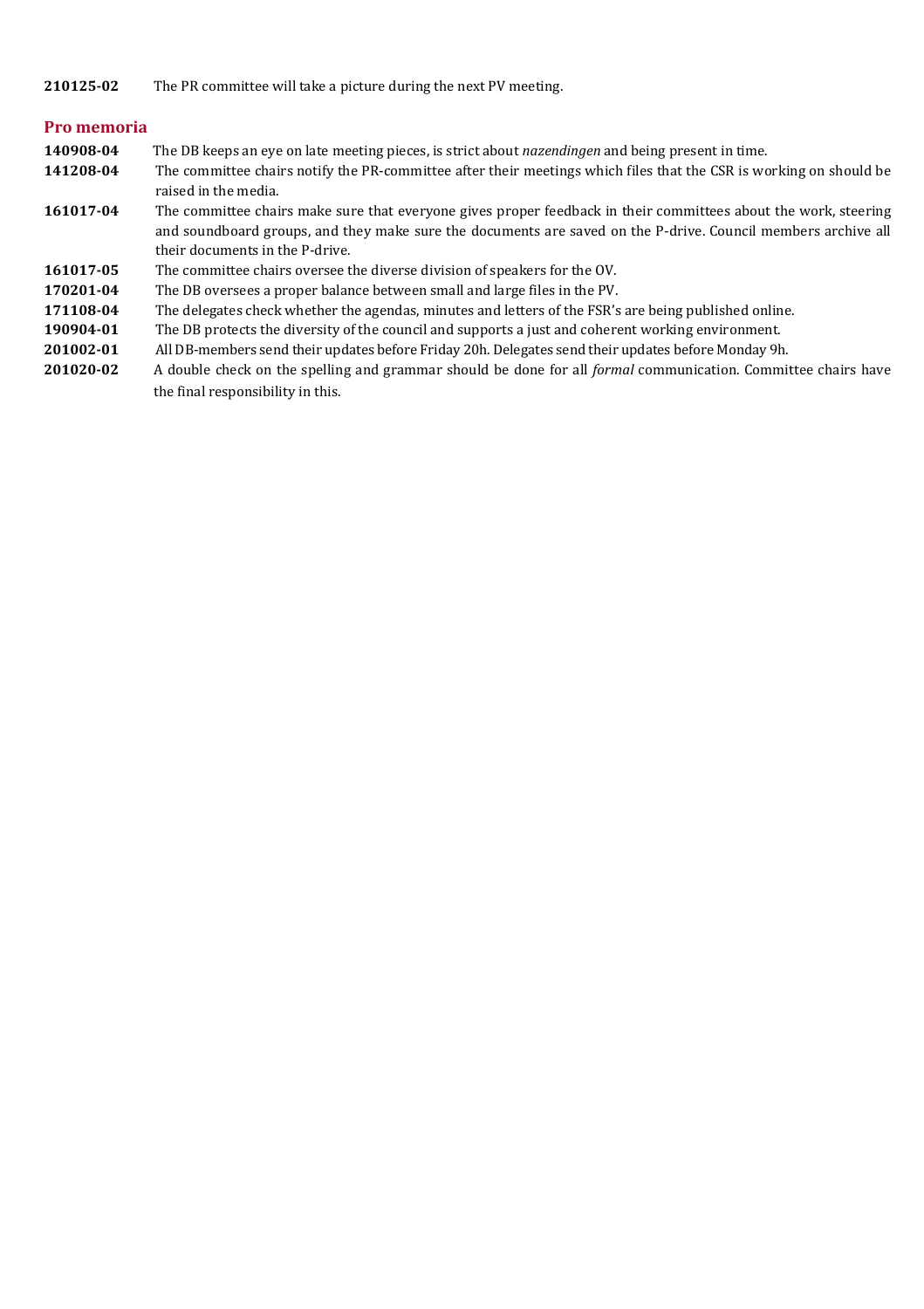**210125-02** The PR committee will take a picture during the next PV meeting.

## Pro memoria

**140908-04** The DB keeps an eye on late meeting pieces, is strict about *nazendingen* and being present in time.

**141208-04** The committee chairs notify the PR-committee after their meetings which files that the CSR is working on should be raised in the media.

**161017-04** The committee chairs make sure that everyone gives proper feedback in their committees about the work, steering and soundboard groups, and they make sure the documents are saved on the P-drive. Council members archive all their documents in the P-drive.

**161017-05** The committee chairs oversee the diverse division of speakers for the OV.

**170201-04** The DB oversees a proper balance between small and large files in the PV.

**171108-04** The delegates check whether the agendas, minutes and letters of the FSR's are being published online.

**190904-01** The DB protects the diversity of the council and supports a just and coherent working environment.

**201002-01** All DB-members send their updates before Friday 20h. Delegates send their updates before Monday 9h.

**201020-02** A double check on the spelling and grammar should be done for all *formal* communication. Committee chairs have the final responsibility in this.